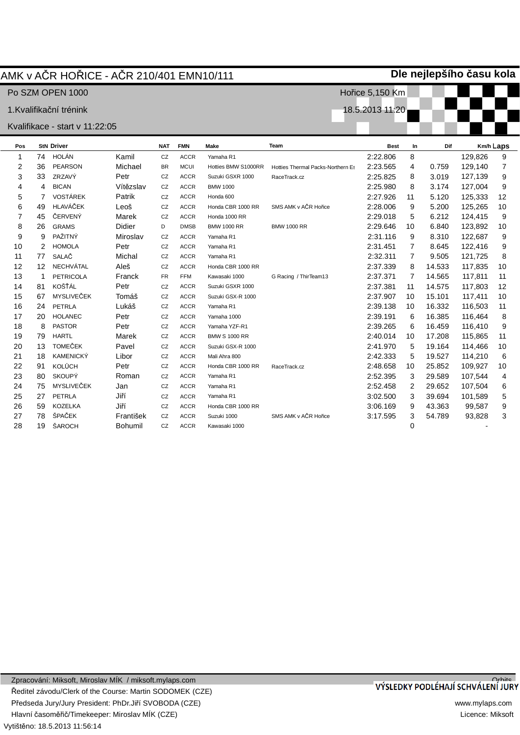# AMK v AČR HOŘICE - AČR 210/401 EMN10/111

**Dle nejlepšího času kola**

Po SZM OPEN 1000 — Hořice 5,150 Km

1.Kvalifikační trénink — 18.5.2013 11:20

Kvalifikace - start v 11:22:05

| Pos | StN | Driver | | NAT | FMN | Make | Team | Best | In | Dif | Km/h | Laps |
|---|---|---|---|---|---|---|---|---|---|---|---|---|
| 1 | 74 | HOLÁN | Kamil | CZ | ACCR | Yamaha R1 | | 2:22.806 | 8 | | 129,826 | 9 |
| 2 | 36 | PEARSON | Michael | BR | MCUI | Hotties BMW S1000RR | Hotties Thermal Packs-Northern Es | 2:23.565 | 4 | 0.759 | 129,140 | 7 |
| 3 | 33 | ZRZAVÝ | Petr | CZ | ACCR | Suzuki GSXR 1000 | RaceTrack.cz | 2:25.825 | 8 | 3.019 | 127,139 | 9 |
| 4 | 4 | BICAN | Vítězslav | CZ | ACCR | BMW 1000 | | 2:25.980 | 8 | 3.174 | 127,004 | 9 |
| 5 | 7 | VOSTÁREK | Patrik | CZ | ACCR | Honda 600 | | 2:27.926 | 11 | 5.120 | 125,333 | 12 |
| 6 | 49 | HLAVÁČEK | Leoš | CZ | ACCR | Honda CBR 1000 RR | SMS AMK v AČR Hořice | 2:28.006 | 9 | 5.200 | 125,265 | 10 |
| 7 | 45 | ČERVENÝ | Marek | CZ | ACCR | Honda 1000 RR | | 2:29.018 | 5 | 6.212 | 124,415 | 9 |
| 8 | 26 | GRAMS | Didier | D | DMSB | BMW 1000 RR | BMW 1000 RR | 2:29.646 | 10 | 6.840 | 123,892 | 10 |
| 9 | 9 | PAŽITNÝ | Miroslav | CZ | ACCR | Yamaha R1 | | 2:31.116 | 9 | 8.310 | 122,687 | 9 |
| 10 | 2 | HOMOLA | Petr | CZ | ACCR | Yamaha R1 | | 2:31.451 | 7 | 8.645 | 122,416 | 9 |
| 11 | 77 | SALAČ | Michal | CZ | ACCR | Yamaha R1 | | 2:32.311 | 7 | 9.505 | 121,725 | 8 |
| 12 | 12 | NECHVÁTAL | Aleš | CZ | ACCR | Honda CBR 1000 RR | | 2:37.339 | 8 | 14.533 | 117,835 | 10 |
| 13 | 1 | PETRICOLA | Franck | FR | FFM | Kawasaki 1000 | G Racing / ThirTeam13 | 2:37.371 | 7 | 14.565 | 117,811 | 11 |
| 14 | 81 | KOŠŤÁL | Petr | CZ | ACCR | Suzuki GSXR 1000 | | 2:37.381 | 11 | 14.575 | 117,803 | 12 |
| 15 | 67 | MYSLIVEČEK | Tomáš | CZ | ACCR | Suzuki GSX-R 1000 | | 2:37.907 | 10 | 15.101 | 117,411 | 10 |
| 16 | 24 | PETRLA | Lukáš | CZ | ACCR | Yamaha R1 | | 2:39.138 | 10 | 16.332 | 116,503 | 11 |
| 17 | 20 | HOLANEC | Petr | CZ | ACCR | Yamaha 1000 | | 2:39.191 | 6 | 16.385 | 116,464 | 8 |
| 18 | 8 | PASTOR | Petr | CZ | ACCR | Yamaha YZF-R1 | | 2:39.265 | 6 | 16.459 | 116,410 | 9 |
| 19 | 79 | HARTL | Marek | CZ | ACCR | BMW S 1000 RR | | 2:40.014 | 10 | 17.208 | 115,865 | 11 |
| 20 | 13 | TOMEČEK | Pavel | CZ | ACCR | Suzuki GSX-R 1000 | | 2:41.970 | 5 | 19.164 | 114,466 | 10 |
| 21 | 18 | KAMENICKÝ | Libor | CZ | ACCR | Mali Ahra 800 | | 2:42.333 | 5 | 19.527 | 114,210 | 6 |
| 22 | 91 | KOLÜCH | Petr | CZ | ACCR | Honda CBR 1000 RR | RaceTrack.cz | 2:48.658 | 10 | 25.852 | 109,927 | 10 |
| 23 | 80 | SKOUPÝ | Roman | CZ | ACCR | Yamaha R1 | | 2:52.395 | 3 | 29.589 | 107,544 | 4 |
| 24 | 75 | MYSLIVEČEK | Jan | CZ | ACCR | Yamaha R1 | | 2:52.458 | 2 | 29.652 | 107,504 | 6 |
| 25 | 27 | PETRLA | Jiří | CZ | ACCR | Yamaha R1 | | 3:02.500 | 3 | 39.694 | 101,589 | 5 |
| 26 | 59 | KOZELKA | Jiří | CZ | ACCR | Honda CBR 1000 RR | | 3:06.169 | 9 | 43.363 | 99,587 | 9 |
| 27 | 78 | ŠPAČEK | František | CZ | ACCR | Suzuki 1000 | SMS AMK v AČR Hořice | 3:17.595 | 3 | 54.789 | 93,828 | 3 |
| 28 | 19 | ŠAROCH | Bohumil | CZ | ACCR | Kawasaki 1000 | | | 0 | | - | |

Zpracování: Miksoft, Miroslav MÍK / miksoft.mylaps.com — Orbits

**VÝSLEDKY PODLÉHAJÍ SCHVÁLENÍ JURY**

Ředitel závodu/Clerk of the Course: Martin SODOMEK (CZE)

Předseda Jury/Jury President: PhDr.Jiří SVOBODA (CZE) — www.mylaps.com

Hlavní časoměřič/Timekeeper: Miroslav MÍK (CZE) — Licence: Miksoft

Vytištěno: 18.5.2013 11:56:14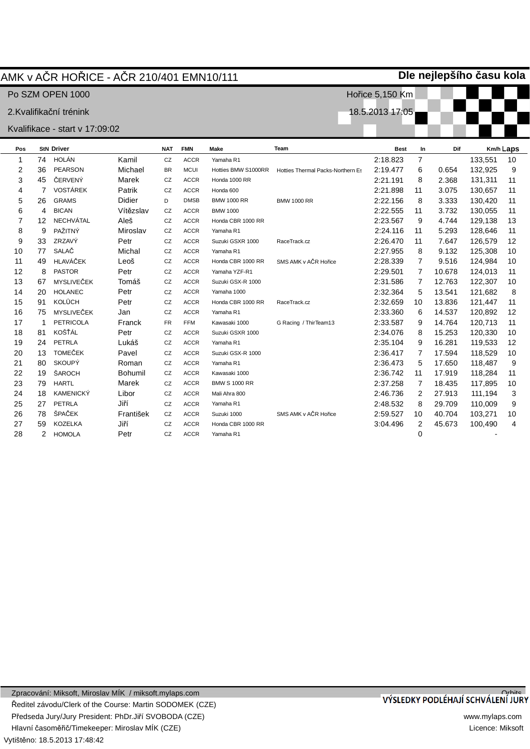# AMK v AČR HOŘICE - AČR 210/401 EMN10/111

**Dle nejlepšího času kola**

Po SZM OPEN 1000 — Hořice 5,150 Km

2.Kvalifikační trénink — 18.5.2013 17:05

Kvalifikace - start v 17:09:02

| Pos | StN | Driver | | NAT | FMN | Make | Team | Best | In | Dif | Km/h | Laps |
|---|---|---|---|---|---|---|---|---|---|---|---|---|
| 1 | 74 | HOLÁN | Kamil | CZ | ACCR | Yamaha R1 | | 2:18.823 | 7 | | 133,551 | 10 |
| 2 | 36 | PEARSON | Michael | BR | MCUI | Hotties BMW S1000RR | Hotties Thermal Packs-Northern Es | 2:19.477 | 6 | 0.654 | 132,925 | 9 |
| 3 | 45 | ČERVENÝ | Marek | CZ | ACCR | Honda 1000 RR | | 2:21.191 | 8 | 2.368 | 131,311 | 11 |
| 4 | 7 | VOSTÁREK | Patrik | CZ | ACCR | Honda 600 | | 2:21.898 | 11 | 3.075 | 130,657 | 11 |
| 5 | 26 | GRAMS | Didier | D | DMSB | BMW 1000 RR | BMW 1000 RR | 2:22.156 | 8 | 3.333 | 130,420 | 11 |
| 6 | 4 | BICAN | Vítězslav | CZ | ACCR | BMW 1000 | | 2:22.555 | 11 | 3.732 | 130,055 | 11 |
| 7 | 12 | NECHVÁTAL | Aleš | CZ | ACCR | Honda CBR 1000 RR | | 2:23.567 | 9 | 4.744 | 129,138 | 13 |
| 8 | 9 | PAŽITNÝ | Miroslav | CZ | ACCR | Yamaha R1 | | 2:24.116 | 11 | 5.293 | 128,646 | 11 |
| 9 | 33 | ZRZAVÝ | Petr | CZ | ACCR | Suzuki GSXR 1000 | RaceTrack.cz | 2:26.470 | 11 | 7.647 | 126,579 | 12 |
| 10 | 77 | SALAČ | Michal | CZ | ACCR | Yamaha R1 | | 2:27.955 | 8 | 9.132 | 125,308 | 10 |
| 11 | 49 | HLAVÁČEK | Leoš | CZ | ACCR | Honda CBR 1000 RR | SMS AMK v AČR Hořice | 2:28.339 | 7 | 9.516 | 124,984 | 10 |
| 12 | 8 | PASTOR | Petr | CZ | ACCR | Yamaha YZF-R1 | | 2:29.501 | 7 | 10.678 | 124,013 | 11 |
| 13 | 67 | MYSLIVEČEK | Tomáš | CZ | ACCR | Suzuki GSX-R 1000 | | 2:31.586 | 7 | 12.763 | 122,307 | 10 |
| 14 | 20 | HOLANEC | Petr | CZ | ACCR | Yamaha 1000 | | 2:32.364 | 5 | 13.541 | 121,682 | 8 |
| 15 | 91 | KOLŮCH | Petr | CZ | ACCR | Honda CBR 1000 RR | RaceTrack.cz | 2:32.659 | 10 | 13.836 | 121,447 | 11 |
| 16 | 75 | MYSLIVEČEK | Jan | CZ | ACCR | Yamaha R1 | | 2:33.360 | 6 | 14.537 | 120,892 | 12 |
| 17 | 1 | PETRICOLA | Franck | FR | FFM | Kawasaki 1000 | G Racing / ThirTeam13 | 2:33.587 | 9 | 14.764 | 120,713 | 11 |
| 18 | 81 | KOŠŤÁL | Petr | CZ | ACCR | Suzuki GSXR 1000 | | 2:34.076 | 8 | 15.253 | 120,330 | 10 |
| 19 | 24 | PETRLA | Lukáš | CZ | ACCR | Yamaha R1 | | 2:35.104 | 9 | 16.281 | 119,533 | 12 |
| 20 | 13 | TOMEČEK | Pavel | CZ | ACCR | Suzuki GSX-R 1000 | | 2:36.417 | 7 | 17.594 | 118,529 | 10 |
| 21 | 80 | SKOUPÝ | Roman | CZ | ACCR | Yamaha R1 | | 2:36.473 | 5 | 17.650 | 118,487 | 9 |
| 22 | 19 | ŠAROCH | Bohumil | CZ | ACCR | Kawasaki 1000 | | 2:36.742 | 11 | 17.919 | 118,284 | 11 |
| 23 | 79 | HARTL | Marek | CZ | ACCR | BMW S 1000 RR | | 2:37.258 | 7 | 18.435 | 117,895 | 10 |
| 24 | 18 | KAMENICKÝ | Libor | CZ | ACCR | Mali Ahra 800 | | 2:46.736 | 2 | 27.913 | 111,194 | 3 |
| 25 | 27 | PETRLA | Jiří | CZ | ACCR | Yamaha R1 | | 2:48.532 | 8 | 29.709 | 110,009 | 9 |
| 26 | 78 | ŠPAČEK | František | CZ | ACCR | Suzuki 1000 | SMS AMK v AČR Hořice | 2:59.527 | 10 | 40.704 | 103,271 | 10 |
| 27 | 59 | KOZELKA | Jiří | CZ | ACCR | Honda CBR 1000 RR | | 3:04.496 | 2 | 45.673 | 100,490 | 4 |
| 28 | 2 | HOMOLA | Petr | CZ | ACCR | Yamaha R1 | | | 0 | | - | |

Zpracování: Miksoft, Miroslav MÍK / miksoft.mylaps.com

**VÝSLEDKY PODLÉHAJÍ SCHVÁLENÍ JURY**

Ředitel závodu/Clerk of the Course: Martin SODOMEK (CZE)

Předseda Jury/Jury President: PhDr.Jiří SVOBODA (CZE)

Hlavní časoměřič/Timekeeper: Miroslav MÍK (CZE)

www.mylaps.com

Licence: Miksoft

Vytištěno: 18.5.2013 17:48:42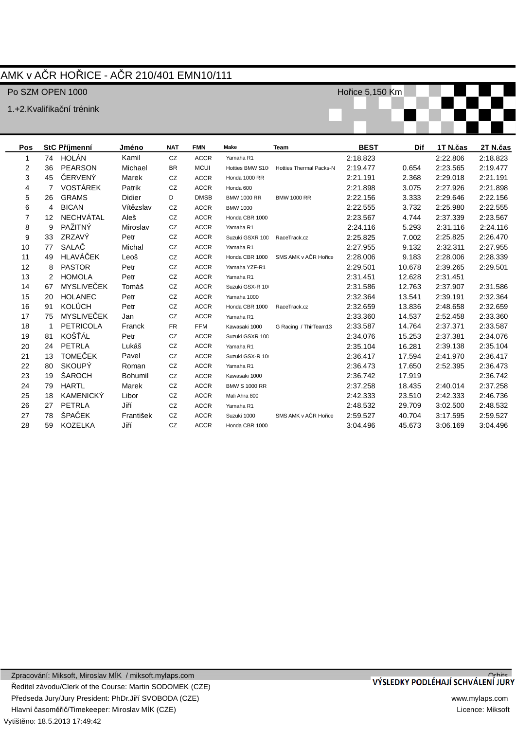# AMK v AČR HOŘICE - AČR 210/401 EMN10/111

Po SZM OPEN 1000

Hořice 5,150 Km

1.+2.Kvalifikační trénink

| Pos | StC | Příjmenní | Jméno | NAT | FMN | Make | Team | BEST | Dif | 1T N.čas | 2T N.čas |
|---|---|---|---|---|---|---|---|---|---|---|---|
| 1 | 74 | HOLÁN | Kamil | CZ | ACCR | Yamaha R1 | | 2:18.823 | | 2:22.806 | 2:18.823 |
| 2 | 36 | PEARSON | Michael | BR | MCUI | Hotties BMW S10 | Hotties Thermal Packs-N | 2:19.477 | 0.654 | 2:23.565 | 2:19.477 |
| 3 | 45 | ČERVENÝ | Marek | CZ | ACCR | Honda 1000 RR | | 2:21.191 | 2.368 | 2:29.018 | 2:21.191 |
| 4 | 7 | VOSTÁREK | Patrik | CZ | ACCR | Honda 600 | | 2:21.898 | 3.075 | 2:27.926 | 2:21.898 |
| 5 | 26 | GRAMS | Didier | D | DMSB | BMW 1000 RR | BMW 1000 RR | 2:22.156 | 3.333 | 2:29.646 | 2:22.156 |
| 6 | 4 | BICAN | Vítězslav | CZ | ACCR | BMW 1000 | | 2:22.555 | 3.732 | 2:25.980 | 2:22.555 |
| 7 | 12 | NECHVÁTAL | Aleš | CZ | ACCR | Honda CBR 1000 | | 2:23.567 | 4.744 | 2:37.339 | 2:23.567 |
| 8 | 9 | PAŽITNÝ | Miroslav | CZ | ACCR | Yamaha R1 | | 2:24.116 | 5.293 | 2:31.116 | 2:24.116 |
| 9 | 33 | ZRZAVÝ | Petr | CZ | ACCR | Suzuki GSXR 100 | RaceTrack.cz | 2:25.825 | 7.002 | 2:25.825 | 2:26.470 |
| 10 | 77 | SALAČ | Michal | CZ | ACCR | Yamaha R1 | | 2:27.955 | 9.132 | 2:32.311 | 2:27.955 |
| 11 | 49 | HLAVÁČEK | Leoš | CZ | ACCR | Honda CBR 1000 | SMS AMK v AČR Hořice | 2:28.006 | 9.183 | 2:28.006 | 2:28.339 |
| 12 | 8 | PASTOR | Petr | CZ | ACCR | Yamaha YZF-R1 | | 2:29.501 | 10.678 | 2:39.265 | 2:29.501 |
| 13 | 2 | HOMOLA | Petr | CZ | ACCR | Yamaha R1 | | 2:31.451 | 12.628 | 2:31.451 | |
| 14 | 67 | MYSLIVEČEK | Tomáš | CZ | ACCR | Suzuki GSX-R 10 | | 2:31.586 | 12.763 | 2:37.907 | 2:31.586 |
| 15 | 20 | HOLANEC | Petr | CZ | ACCR | Yamaha 1000 | | 2:32.364 | 13.541 | 2:39.191 | 2:32.364 |
| 16 | 91 | KOLŮCH | Petr | CZ | ACCR | Honda CBR 1000 | RaceTrack.cz | 2:32.659 | 13.836 | 2:48.658 | 2:32.659 |
| 17 | 75 | MYSLIVEČEK | Jan | CZ | ACCR | Yamaha R1 | | 2:33.360 | 14.537 | 2:52.458 | 2:33.360 |
| 18 | 1 | PETRICOLA | Franck | FR | FFM | Kawasaki 1000 | G Racing / ThirTeam13 | 2:33.587 | 14.764 | 2:37.371 | 2:33.587 |
| 19 | 81 | KOŠŤÁL | Petr | CZ | ACCR | Suzuki GSXR 100 | | 2:34.076 | 15.253 | 2:37.381 | 2:34.076 |
| 20 | 24 | PETRLA | Lukáš | CZ | ACCR | Yamaha R1 | | 2:35.104 | 16.281 | 2:39.138 | 2:35.104 |
| 21 | 13 | TOMEČEK | Pavel | CZ | ACCR | Suzuki GSX-R 10 | | 2:36.417 | 17.594 | 2:41.970 | 2:36.417 |
| 22 | 80 | SKOUPÝ | Roman | CZ | ACCR | Yamaha R1 | | 2:36.473 | 17.650 | 2:52.395 | 2:36.473 |
| 23 | 19 | ŠAROCH | Bohumil | CZ | ACCR | Kawasaki 1000 | | 2:36.742 | 17.919 | | 2:36.742 |
| 24 | 79 | HARTL | Marek | CZ | ACCR | BMW S 1000 RR | | 2:37.258 | 18.435 | 2:40.014 | 2:37.258 |
| 25 | 18 | KAMENICKÝ | Libor | CZ | ACCR | Mali Ahra 800 | | 2:42.333 | 23.510 | 2:42.333 | 2:46.736 |
| 26 | 27 | PETRLA | Jiří | CZ | ACCR | Yamaha R1 | | 2:48.532 | 29.709 | 3:02.500 | 2:48.532 |
| 27 | 78 | ŠPAČEK | František | CZ | ACCR | Suzuki 1000 | SMS AMK v AČR Hořice | 2:59.527 | 40.704 | 3:17.595 | 2:59.527 |
| 28 | 59 | KOZELKA | Jiří | CZ | ACCR | Honda CBR 1000 | | 3:04.496 | 45.673 | 3:06.169 | 3:04.496 |

Zpracování: Miksoft, Miroslav MÍK / miksoft.mylaps.com

Ředitel závodu/Clerk of the Course: Martin SODOMEK (CZE)

Předseda Jury/Jury President: PhDr.Jiří SVOBODA (CZE)

Hlavní časoměřič/Timekeeper: Miroslav MÍK (CZE)

Orbits

VÝSLEDKY PODLÉHAJÍ SCHVÁLENÍ JURY

www.mylaps.com

Licence: Miksoft

Vytištěno: 18.5.2013 17:49:42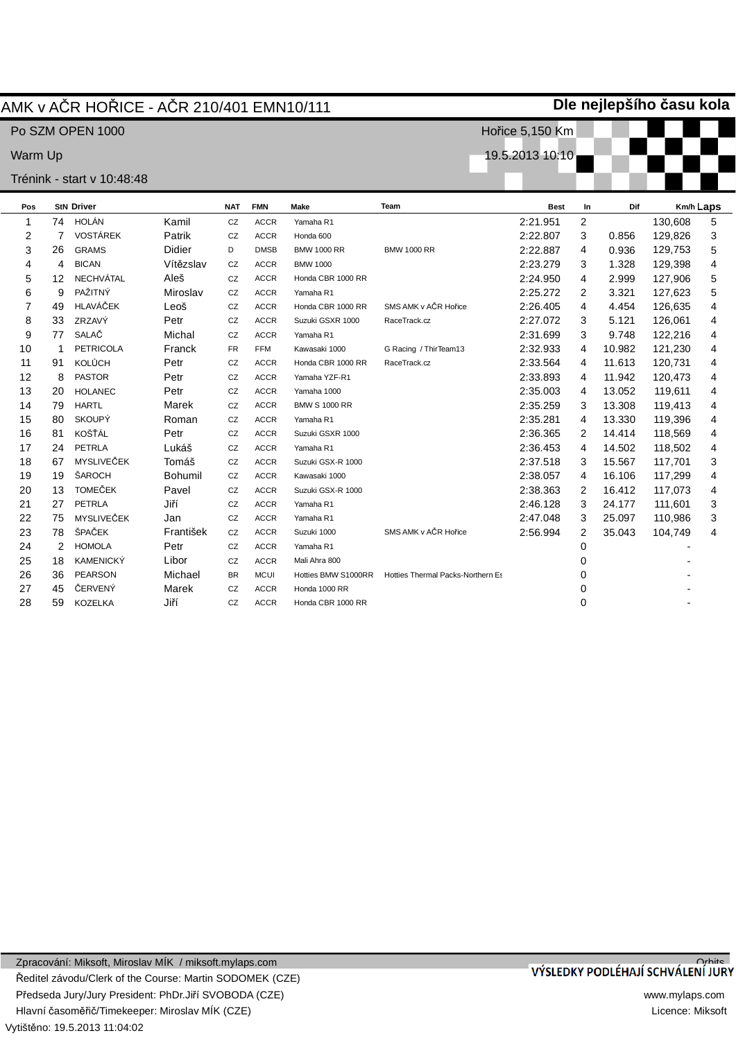# AMK v AČR HOŘICE - AČR 210/401 EMN10/111

**Dle nejlepšího času kola**

Po SZM OPEN 1000 — Hořice 5,150 Km

Warm Up — 19.5.2013 10:10

Trénink - start v 10:48:48

| Pos | StN | Driver | | NAT | FMN | Make | Team | Best | In | Dif | Km/h | Laps |
|---|---|---|---|---|---|---|---|---|---|---|---|---|
| 1 | 74 | HOLÁN | Kamil | CZ | ACCR | Yamaha R1 | | 2:21.951 | 2 | | 130,608 | 5 |
| 2 | 7 | VOSTÁREK | Patrik | CZ | ACCR | Honda 600 | | 2:22.807 | 3 | 0.856 | 129,826 | 3 |
| 3 | 26 | GRAMS | Didier | D | DMSB | BMW 1000 RR | BMW 1000 RR | 2:22.887 | 4 | 0.936 | 129,753 | 5 |
| 4 | 4 | BICAN | Vítězslav | CZ | ACCR | BMW 1000 | | 2:23.279 | 3 | 1.328 | 129,398 | 4 |
| 5 | 12 | NECHVÁTAL | Aleš | CZ | ACCR | Honda CBR 1000 RR | | 2:24.950 | 4 | 2.999 | 127,906 | 5 |
| 6 | 9 | PAŽITNÝ | Miroslav | CZ | ACCR | Yamaha R1 | | 2:25.272 | 2 | 3.321 | 127,623 | 5 |
| 7 | 49 | HLAVÁČEK | Leoš | CZ | ACCR | Honda CBR 1000 RR | SMS AMK v AČR Hořice | 2:26.405 | 4 | 4.454 | 126,635 | 4 |
| 8 | 33 | ZRZAVÝ | Petr | CZ | ACCR | Suzuki GSXR 1000 | RaceTrack.cz | 2:27.072 | 3 | 5.121 | 126,061 | 4 |
| 9 | 77 | SALAČ | Michal | CZ | ACCR | Yamaha R1 | | 2:31.699 | 3 | 9.748 | 122,216 | 4 |
| 10 | 1 | PETRICOLA | Franck | FR | FFM | Kawasaki 1000 | G Racing / ThirTeam13 | 2:32.933 | 4 | 10.982 | 121,230 | 4 |
| 11 | 91 | KOLÚCH | Petr | CZ | ACCR | Honda CBR 1000 RR | RaceTrack.cz | 2:33.564 | 4 | 11.613 | 120,731 | 4 |
| 12 | 8 | PASTOR | Petr | CZ | ACCR | Yamaha YZF-R1 | | 2:33.893 | 4 | 11.942 | 120,473 | 4 |
| 13 | 20 | HOLANEC | Petr | CZ | ACCR | Yamaha 1000 | | 2:35.003 | 4 | 13.052 | 119,611 | 4 |
| 14 | 79 | HARTL | Marek | CZ | ACCR | BMW S 1000 RR | | 2:35.259 | 3 | 13.308 | 119,413 | 4 |
| 15 | 80 | SKOUPÝ | Roman | CZ | ACCR | Yamaha R1 | | 2:35.281 | 4 | 13.330 | 119,396 | 4 |
| 16 | 81 | KOŠŤÁL | Petr | CZ | ACCR | Suzuki GSXR 1000 | | 2:36.365 | 2 | 14.414 | 118,569 | 4 |
| 17 | 24 | PETRLA | Lukáš | CZ | ACCR | Yamaha R1 | | 2:36.453 | 4 | 14.502 | 118,502 | 4 |
| 18 | 67 | MYSLIVEČEK | Tomáš | CZ | ACCR | Suzuki GSX-R 1000 | | 2:37.518 | 3 | 15.567 | 117,701 | 3 |
| 19 | 19 | ŠAROCH | Bohumil | CZ | ACCR | Kawasaki 1000 | | 2:38.057 | 4 | 16.106 | 117,299 | 4 |
| 20 | 13 | TOMEČEK | Pavel | CZ | ACCR | Suzuki GSX-R 1000 | | 2:38.363 | 2 | 16.412 | 117,073 | 4 |
| 21 | 27 | PETRLA | Jiří | CZ | ACCR | Yamaha R1 | | 2:46.128 | 3 | 24.177 | 111,601 | 3 |
| 22 | 75 | MYSLIVEČEK | Jan | CZ | ACCR | Yamaha R1 | | 2:47.048 | 3 | 25.097 | 110,986 | 3 |
| 23 | 78 | ŠPAČEK | František | CZ | ACCR | Suzuki 1000 | SMS AMK v AČR Hořice | 2:56.994 | 2 | 35.043 | 104,749 | 4 |
| 24 | 2 | HOMOLA | Petr | CZ | ACCR | Yamaha R1 | | | 0 | | - | |
| 25 | 18 | KAMENICKÝ | Libor | CZ | ACCR | Mali Ahra 800 | | | 0 | | - | |
| 26 | 36 | PEARSON | Michael | BR | MCUI | Hotties BMW S1000RR | Hotties Thermal Packs-Northern Es | | 0 | | - | |
| 27 | 45 | ČERVENÝ | Marek | CZ | ACCR | Honda 1000 RR | | | 0 | | - | |
| 28 | 59 | KOZELKA | Jiří | CZ | ACCR | Honda CBR 1000 RR | | | 0 | | - | |

Zpracování: Miksoft, Miroslav MÍK / miksoft.mylaps.com — Orbits

**VÝSLEDKY PODLÉHAJÍ SCHVÁLENÍ JURY**

Ředitel závodu/Clerk of the Course: Martin SODOMEK (CZE)

Předseda Jury/Jury President: PhDr.Jiří SVOBODA (CZE) — www.mylaps.com

Hlavní časoměřič/Timekeeper: Miroslav MÍK (CZE) — Licence: Miksoft

Vytištěno: 19.5.2013 11:04:02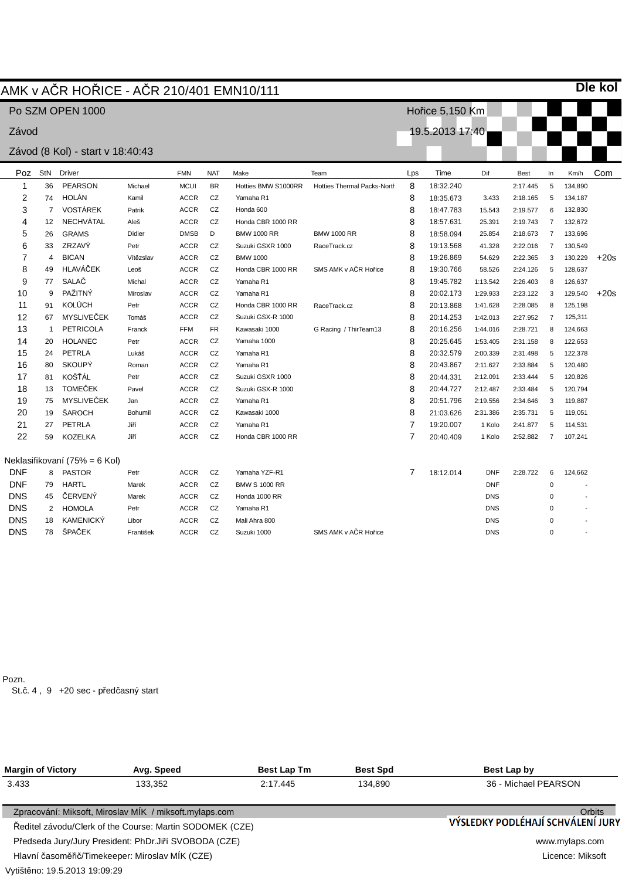# AMK v AČR HOŘICE - AČR 210/401 EMN10/111

**Dle kol**

Po SZM OPEN 1000

Hořice 5,150 Km

Závod

19.5.2013 17:40

Závod (8 Kol) - start v 18:40:43

| Poz | StN | Driver | | FMN | NAT | Make | Team | Lps | Time | Dif | Best | In | Km/h | Com |
|---|---|---|---|---|---|---|---|---|---|---|---|---|---|---|
| 1 | 36 | PEARSON | Michael | MCUI | BR | Hotties BMW S1000RR | Hotties Thermal Packs-North | 8 | 18:32.240 | | 2:17.445 | 5 | 134,890 | |
| 2 | 74 | HOLÁN | Kamil | ACCR | CZ | Yamaha R1 | | 8 | 18:35.673 | 3.433 | 2:18.165 | 5 | 134,187 | |
| 3 | 7 | VOSTÁREK | Patrik | ACCR | CZ | Honda 600 | | 8 | 18:47.783 | 15.543 | 2:19.577 | 6 | 132,830 | |
| 4 | 12 | NECHVÁTAL | Aleš | ACCR | CZ | Honda CBR 1000 RR | | 8 | 18:57.631 | 25.391 | 2:19.743 | 7 | 132,672 | |
| 5 | 26 | GRAMS | Didier | DMSB | D | BMW 1000 RR | BMW 1000 RR | 8 | 18:58.094 | 25.854 | 2:18.673 | 7 | 133,696 | |
| 6 | 33 | ZRZAVÝ | Petr | ACCR | CZ | Suzuki GSXR 1000 | RaceTrack.cz | 8 | 19:13.568 | 41.328 | 2:22.016 | 7 | 130,549 | |
| 7 | 4 | BICAN | Vítězslav | ACCR | CZ | BMW 1000 | | 8 | 19:26.869 | 54.629 | 2:22.365 | 3 | 130,229 | +20s |
| 8 | 49 | HLAVÁČEK | Leoš | ACCR | CZ | Honda CBR 1000 RR | SMS AMK v AČR Hořice | 8 | 19:30.766 | 58.526 | 2:24.126 | 5 | 128,637 | |
| 9 | 77 | SALAČ | Michal | ACCR | CZ | Yamaha R1 | | 8 | 19:45.782 | 1:13.542 | 2:26.403 | 8 | 126,637 | |
| 10 | 9 | PAŽITNÝ | Miroslav | ACCR | CZ | Yamaha R1 | | 8 | 20:02.173 | 1:29.933 | 2:23.122 | 3 | 129,540 | +20s |
| 11 | 91 | KOLŮCH | Petr | ACCR | CZ | Honda CBR 1000 RR | RaceTrack.cz | 8 | 20:13.868 | 1:41.628 | 2:28.085 | 8 | 125,198 | |
| 12 | 67 | MYSLIVEČEK | Tomáš | ACCR | CZ | Suzuki GSX-R 1000 | | 8 | 20:14.253 | 1:42.013 | 2:27.952 | 7 | 125,311 | |
| 13 | 1 | PETRICOLA | Franck | FFM | FR | Kawasaki 1000 | G Racing / ThirTeam13 | 8 | 20:16.256 | 1:44.016 | 2:28.721 | 8 | 124,663 | |
| 14 | 20 | HOLANEC | Petr | ACCR | CZ | Yamaha 1000 | | 8 | 20:25.645 | 1:53.405 | 2:31.158 | 8 | 122,653 | |
| 15 | 24 | PETRLA | Lukáš | ACCR | CZ | Yamaha R1 | | 8 | 20:32.579 | 2:00.339 | 2:31.498 | 5 | 122,378 | |
| 16 | 80 | SKOUPÝ | Roman | ACCR | CZ | Yamaha R1 | | 8 | 20:43.867 | 2:11.627 | 2:33.884 | 5 | 120,480 | |
| 17 | 81 | KOŠŤÁL | Petr | ACCR | CZ | Suzuki GSXR 1000 | | 8 | 20:44.331 | 2:12.091 | 2:33.444 | 5 | 120,826 | |
| 18 | 13 | TOMEČEK | Pavel | ACCR | CZ | Suzuki GSX-R 1000 | | 8 | 20:44.727 | 2:12.487 | 2:33.484 | 5 | 120,794 | |
| 19 | 75 | MYSLIVEČEK | Jan | ACCR | CZ | Yamaha R1 | | 8 | 20:51.796 | 2:19.556 | 2:34.646 | 3 | 119,887 | |
| 20 | 19 | ŠAROCH | Bohumil | ACCR | CZ | Kawasaki 1000 | | 8 | 21:03.626 | 2:31.386 | 2:35.731 | 5 | 119,051 | |
| 21 | 27 | PETRLA | Jiří | ACCR | CZ | Yamaha R1 | | 7 | 19:20.007 | 1 Kolo | 2:41.877 | 5 | 114,531 | |
| 22 | 59 | KOZELKA | Jiří | ACCR | CZ | Honda CBR 1000 RR | | 7 | 20:40.409 | 1 Kolo | 2:52.882 | 7 | 107,241 | |
| Neklasifikovaní (75% = 6 Kol) | | | | | | | | | | | | | | |
| DNF | 8 | PASTOR | Petr | ACCR | CZ | Yamaha YZF-R1 | | 7 | 18:12.014 | DNF | 2:28.722 | 6 | 124,662 | |
| DNF | 79 | HARTL | Marek | ACCR | CZ | BMW S 1000 RR | | | | DNF | | 0 | - | |
| DNS | 45 | ČERVENÝ | Marek | ACCR | CZ | Honda 1000 RR | | | | DNS | | 0 | - | |
| DNS | 2 | HOMOLA | Petr | ACCR | CZ | Yamaha R1 | | | | DNS | | 0 | - | |
| DNS | 18 | KAMENICKÝ | Libor | ACCR | CZ | Mali Ahra 800 | | | | DNS | | 0 | - | |
| DNS | 78 | ŠPAČEK | František | ACCR | CZ | Suzuki 1000 | SMS AMK v AČR Hořice | | | DNS | | 0 | - | |

Pozn.
St.č. 4 , 9 +20 sec - předčasný start

| Margin of Victory | Avg. Speed | Best Lap Tm | Best Spd | Best Lap by |
|---|---|---|---|---|
| 3.433 | 133,352 | 2:17.445 | 134,890 | 36 - Michael PEARSON |

Zpracování: Miksoft, Miroslav MÍK / miksoft.mylaps.com

Orbits

VÝSLEDKY PODLÉHAJÍ SCHVÁLENÍ JURY

Ředitel závodu/Clerk of the Course: Martin SODOMEK (CZE)

Předseda Jury/Jury President: PhDr.Jiří SVOBODA (CZE)

www.mylaps.com

Hlavní časoměřič/Timekeeper: Miroslav MÍK (CZE)

Licence: Miksoft

Vytištěno: 19.5.2013 19:09:29